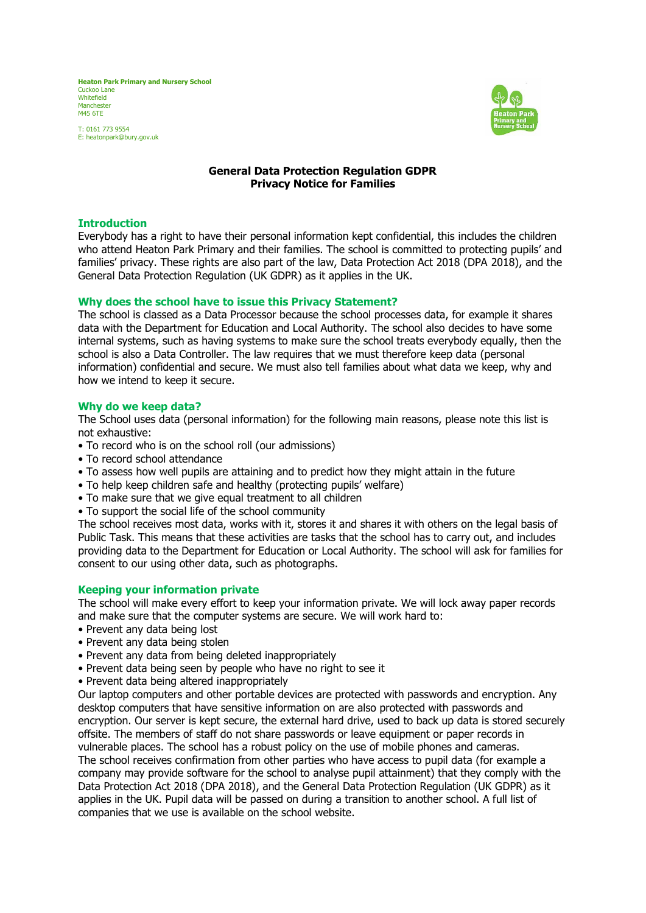**Heaton Park Primary and Nursery School**
Cuckoo Lane
Whitefield
Manchester
M45 6TE

T: 0161 773 9554
E: heatonpark@bury.gov.uk

# General Data Protection Regulation GDPR
# Privacy Notice for Families

## Introduction

Everybody has a right to have their personal information kept confidential, this includes the children who attend Heaton Park Primary and their families. The school is committed to protecting pupils' and families' privacy. These rights are also part of the law, Data Protection Act 2018 (DPA 2018), and the General Data Protection Regulation (UK GDPR) as it applies in the UK.

## Why does the school have to issue this Privacy Statement?

The school is classed as a Data Processor because the school processes data, for example it shares data with the Department for Education and Local Authority. The school also decides to have some internal systems, such as having systems to make sure the school treats everybody equally, then the school is also a Data Controller. The law requires that we must therefore keep data (personal information) confidential and secure. We must also tell families about what data we keep, why and how we intend to keep it secure.

## Why do we keep data?

The School uses data (personal information) for the following main reasons, please note this list is not exhaustive:

- To record who is on the school roll (our admissions)
- To record school attendance
- To assess how well pupils are attaining and to predict how they might attain in the future
- To help keep children safe and healthy (protecting pupils' welfare)
- To make sure that we give equal treatment to all children
- To support the social life of the school community

The school receives most data, works with it, stores it and shares it with others on the legal basis of Public Task. This means that these activities are tasks that the school has to carry out, and includes providing data to the Department for Education or Local Authority. The school will ask for families for consent to our using other data, such as photographs.

## Keeping your information private

The school will make every effort to keep your information private. We will lock away paper records and make sure that the computer systems are secure. We will work hard to:

- Prevent any data being lost
- Prevent any data being stolen
- Prevent any data from being deleted inappropriately
- Prevent data being seen by people who have no right to see it
- Prevent data being altered inappropriately

Our laptop computers and other portable devices are protected with passwords and encryption. Any desktop computers that have sensitive information on are also protected with passwords and encryption. Our server is kept secure, the external hard drive, used to back up data is stored securely offsite. The members of staff do not share passwords or leave equipment or paper records in vulnerable places. The school has a robust policy on the use of mobile phones and cameras.
The school receives confirmation from other parties who have access to pupil data (for example a company may provide software for the school to analyse pupil attainment) that they comply with the Data Protection Act 2018 (DPA 2018), and the General Data Protection Regulation (UK GDPR) as it applies in the UK. Pupil data will be passed on during a transition to another school. A full list of companies that we use is available on the school website.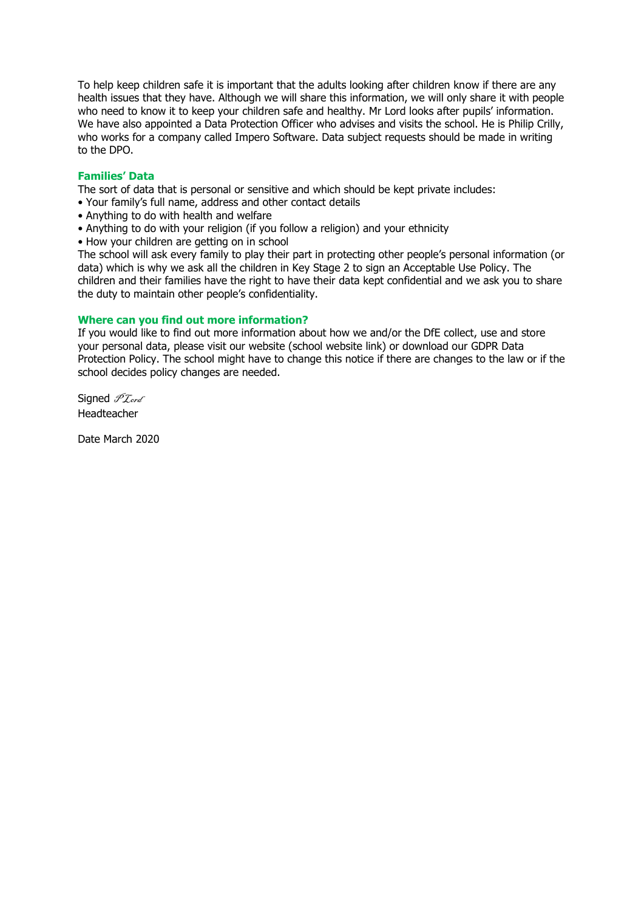To help keep children safe it is important that the adults looking after children know if there are any health issues that they have. Although we will share this information, we will only share it with people who need to know it to keep your children safe and healthy. Mr Lord looks after pupils' information. We have also appointed a Data Protection Officer who advises and visits the school. He is Philip Crilly, who works for a company called Impero Software. Data subject requests should be made in writing to the DPO.

## Families' Data

The sort of data that is personal or sensitive and which should be kept private includes:

- Your family's full name, address and other contact details
- Anything to do with health and welfare
- Anything to do with your religion (if you follow a religion) and your ethnicity
- How your children are getting on in school

The school will ask every family to play their part in protecting other people's personal information (or data) which is why we ask all the children in Key Stage 2 to sign an Acceptable Use Policy. The children and their families have the right to have their data kept confidential and we ask you to share the duty to maintain other people's confidentiality.

## Where can you find out more information?

If you would like to find out more information about how we and/or the DfE collect, use and store your personal data, please visit our website (school website link) or download our GDPR Data Protection Policy. The school might have to change this notice if there are changes to the law or if the school decides policy changes are needed.

Signed *PLord*
Headteacher

Date March 2020